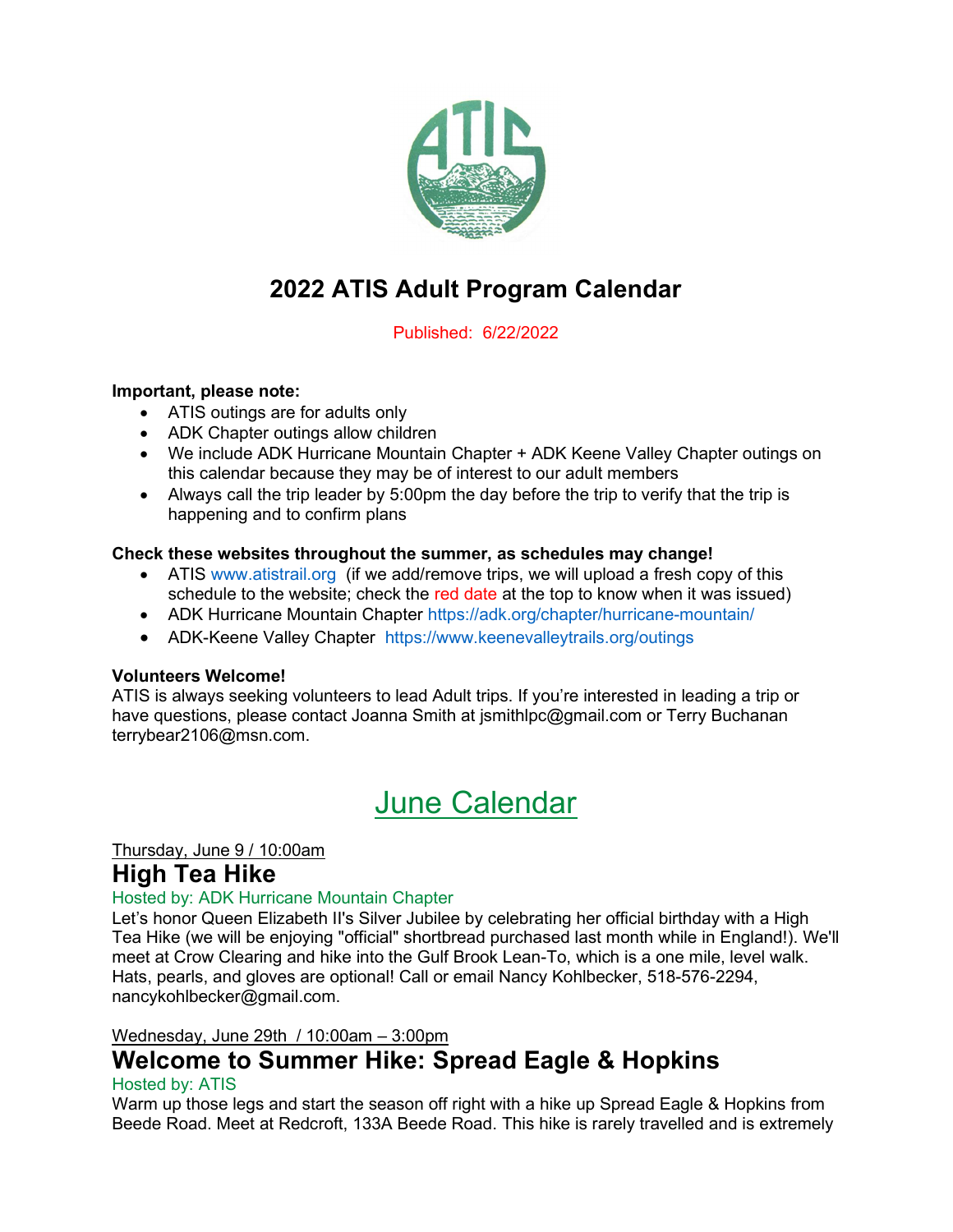# 2022 ATIS Adult Program Calendar

Published: 6/22/2022

**Important, please note:**

- ATIS outings are for adults only
- ADK Chapter outings allow children
- We include ADK Hurricane Mountain Chapter + ADK Keene Valley Chapter outings on this calendar because they may be of interest to our adult members
- Always call the trip leader by 5:00pm the day before the trip to verify that the trip is happening and to confirm plans

**Check these websites throughout the summer, as schedules may change!**

- ATIS www.atistrail.org (if we add/remove trips, we will upload a fresh copy of this schedule to the website; check the red date at the top to know when it was issued)
- ADK Hurricane Mountain Chapter https://adk.org/chapter/hurricane-mountain/
- ADK-Keene Valley Chapter https://www.keenevalleytrails.org/outings

**Volunteers Welcome!**

ATIS is always seeking volunteers to lead Adult trips. If you're interested in leading a trip or have questions, please contact Joanna Smith at jsmithlpc@gmail.com or Terry Buchanan terrybear2106@msn.com.

## June Calendar

Thursday, June 9 / 10:00am

### High Tea Hike

Hosted by: ADK Hurricane Mountain Chapter

Let's honor Queen Elizabeth II's Silver Jubilee by celebrating her official birthday with a High Tea Hike (we will be enjoying "official" shortbread purchased last month while in England!). We'll meet at Crow Clearing and hike into the Gulf Brook Lean-To, which is a one mile, level walk. Hats, pearls, and gloves are optional! Call or email Nancy Kohlbecker, 518-576-2294, nancykohlbecker@gmail.com.

Wednesday, June 29th / 10:00am – 3:00pm

### Welcome to Summer Hike: Spread Eagle & Hopkins

Hosted by: ATIS

Warm up those legs and start the season off right with a hike up Spread Eagle & Hopkins from Beede Road. Meet at Redcroft, 133A Beede Road. This hike is rarely travelled and is extremely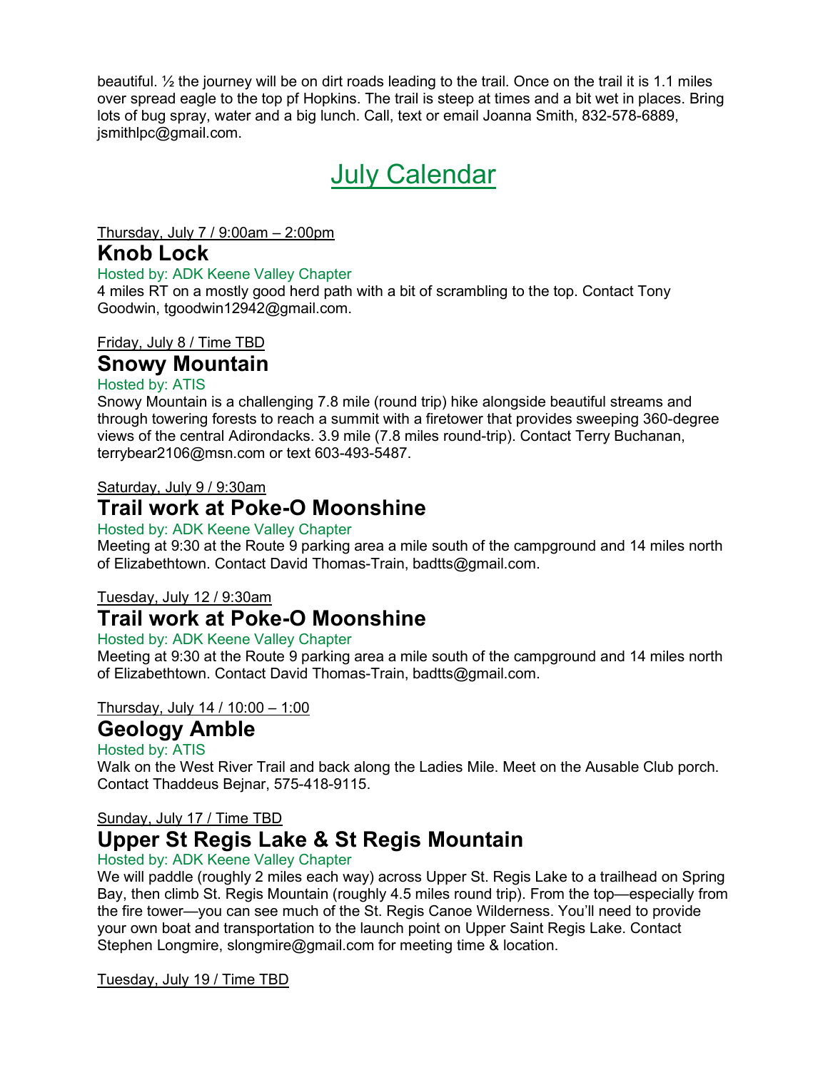beautiful. ½ the journey will be on dirt roads leading to the trail. Once on the trail it is 1.1 miles over spread eagle to the top pf Hopkins. The trail is steep at times and a bit wet in places. Bring lots of bug spray, water and a big lunch. Call, text or email Joanna Smith, 832-578-6889, jsmithlpc@gmail.com.

# July Calendar

Thursday, July 7 / 9:00am – 2:00pm

## Knob Lock

Hosted by: ADK Keene Valley Chapter

4 miles RT on a mostly good herd path with a bit of scrambling to the top. Contact Tony Goodwin, tgoodwin12942@gmail.com.

Friday, July 8 / Time TBD

## Snowy Mountain

Hosted by: ATIS

Snowy Mountain is a challenging 7.8 mile (round trip) hike alongside beautiful streams and through towering forests to reach a summit with a firetower that provides sweeping 360-degree views of the central Adirondacks. 3.9 mile (7.8 miles round-trip). Contact Terry Buchanan, terrybear2106@msn.com or text 603-493-5487.

Saturday, July 9 / 9:30am

## Trail work at Poke-O Moonshine

Hosted by: ADK Keene Valley Chapter

Meeting at 9:30 at the Route 9 parking area a mile south of the campground and 14 miles north of Elizabethtown. Contact David Thomas-Train, badtts@gmail.com.

Tuesday, July 12 / 9:30am

## Trail work at Poke-O Moonshine

Hosted by: ADK Keene Valley Chapter

Meeting at 9:30 at the Route 9 parking area a mile south of the campground and 14 miles north of Elizabethtown. Contact David Thomas-Train, badtts@gmail.com.

Thursday, July 14 / 10:00 – 1:00

## Geology Amble

Hosted by: ATIS

Walk on the West River Trail and back along the Ladies Mile. Meet on the Ausable Club porch. Contact Thaddeus Bejnar, 575-418-9115.

Sunday, July 17 / Time TBD

## Upper St Regis Lake & St Regis Mountain

Hosted by: ADK Keene Valley Chapter

We will paddle (roughly 2 miles each way) across Upper St. Regis Lake to a trailhead on Spring Bay, then climb St. Regis Mountain (roughly 4.5 miles round trip). From the top—especially from the fire tower—you can see much of the St. Regis Canoe Wilderness. You'll need to provide your own boat and transportation to the launch point on Upper Saint Regis Lake. Contact Stephen Longmire, slongmire@gmail.com for meeting time & location.

Tuesday, July 19 / Time TBD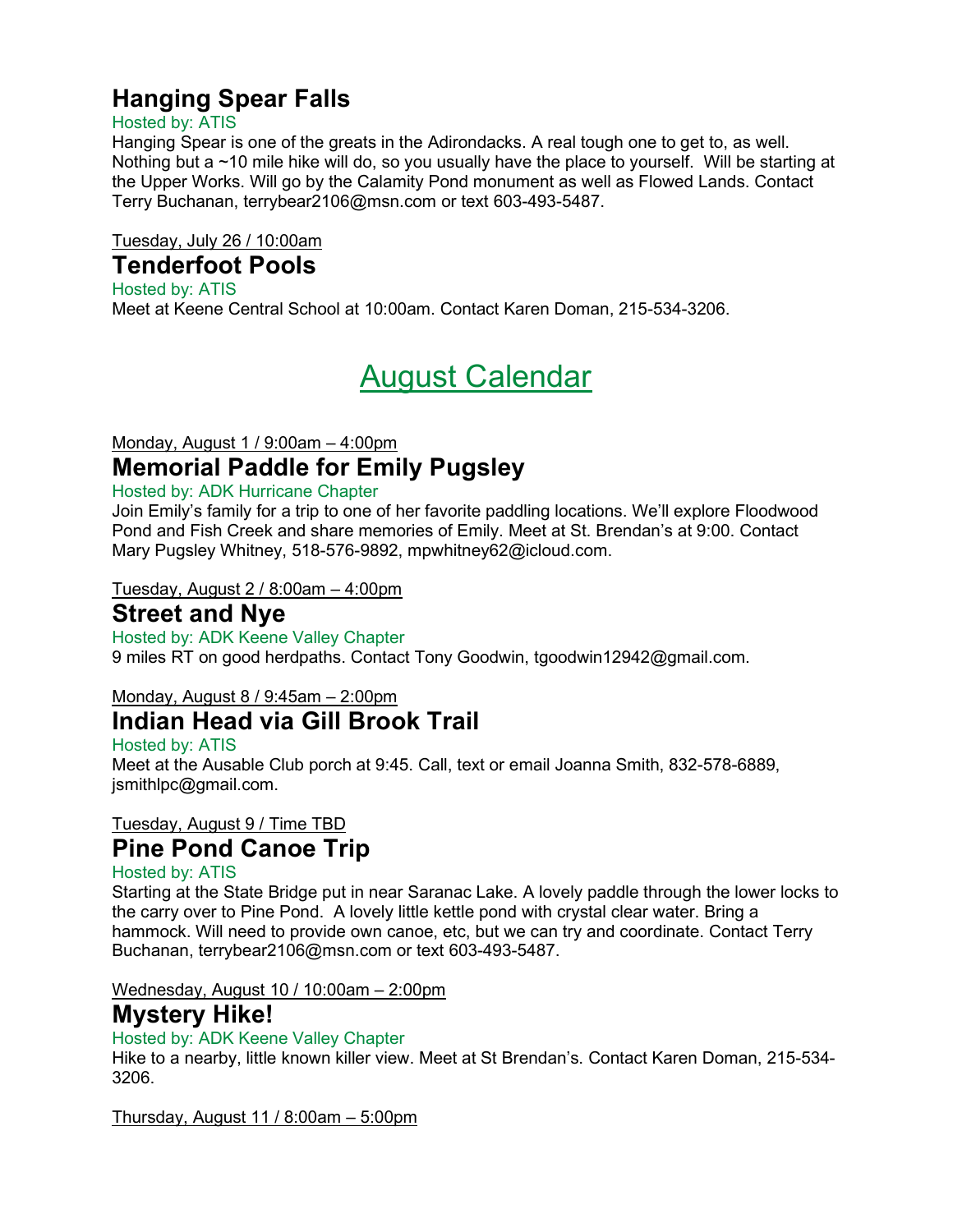## Hanging Spear Falls

Hosted by: ATIS

Hanging Spear is one of the greats in the Adirondacks. A real tough one to get to, as well. Nothing but a ~10 mile hike will do, so you usually have the place to yourself. Will be starting at the Upper Works. Will go by the Calamity Pond monument as well as Flowed Lands. Contact Terry Buchanan, terrybear2106@msn.com or text 603-493-5487.

Tuesday, July 26 / 10:00am

## Tenderfoot Pools

Hosted by: ATIS

Meet at Keene Central School at 10:00am. Contact Karen Doman, 215-534-3206.

# August Calendar

Monday, August 1 / 9:00am – 4:00pm

## Memorial Paddle for Emily Pugsley

Hosted by: ADK Hurricane Chapter

Join Emily's family for a trip to one of her favorite paddling locations. We'll explore Floodwood Pond and Fish Creek and share memories of Emily. Meet at St. Brendan's at 9:00. Contact Mary Pugsley Whitney, 518-576-9892, mpwhitney62@icloud.com.

Tuesday, August 2 / 8:00am – 4:00pm

## Street and Nye

Hosted by: ADK Keene Valley Chapter

9 miles RT on good herdpaths. Contact Tony Goodwin, tgoodwin12942@gmail.com.

Monday, August 8 / 9:45am – 2:00pm

## Indian Head via Gill Brook Trail

Hosted by: ATIS

Meet at the Ausable Club porch at 9:45. Call, text or email Joanna Smith, 832-578-6889, jsmithlpc@gmail.com.

Tuesday, August 9 / Time TBD

## Pine Pond Canoe Trip

Hosted by: ATIS

Starting at the State Bridge put in near Saranac Lake. A lovely paddle through the lower locks to the carry over to Pine Pond. A lovely little kettle pond with crystal clear water. Bring a hammock. Will need to provide own canoe, etc, but we can try and coordinate. Contact Terry Buchanan, terrybear2106@msn.com or text 603-493-5487.

Wednesday, August 10 / 10:00am – 2:00pm

## Mystery Hike!

Hosted by: ADK Keene Valley Chapter

Hike to a nearby, little known killer view. Meet at St Brendan's. Contact Karen Doman, 215-534-3206.

Thursday, August 11 / 8:00am – 5:00pm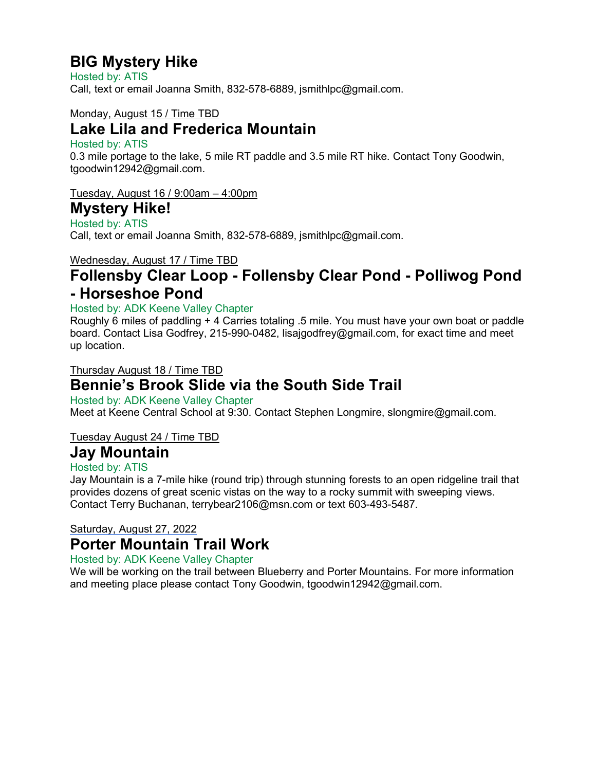## BIG Mystery Hike

Hosted by: ATIS

Call, text or email Joanna Smith, 832-578-6889, jsmithlpc@gmail.com.

Monday, August 15 / Time TBD

## Lake Lila and Frederica Mountain

Hosted by: ATIS

0.3 mile portage to the lake, 5 mile RT paddle and 3.5 mile RT hike. Contact Tony Goodwin, tgoodwin12942@gmail.com.

Tuesday, August 16 / 9:00am – 4:00pm

## Mystery Hike!

Hosted by: ATIS

Call, text or email Joanna Smith, 832-578-6889, jsmithlpc@gmail.com.

Wednesday, August 17 / Time TBD

## Follensby Clear Loop - Follensby Clear Pond - Polliwog Pond - Horseshoe Pond

Hosted by: ADK Keene Valley Chapter

Roughly 6 miles of paddling + 4 Carries totaling .5 mile. You must have your own boat or paddle board. Contact Lisa Godfrey, 215-990-0482, lisajgodfrey@gmail.com, for exact time and meet up location.

Thursday August 18 / Time TBD

## Bennie's Brook Slide via the South Side Trail

Hosted by: ADK Keene Valley Chapter

Meet at Keene Central School at 9:30. Contact Stephen Longmire, slongmire@gmail.com.

Tuesday August 24 / Time TBD

## Jay Mountain

Hosted by: ATIS

Jay Mountain is a 7-mile hike (round trip) through stunning forests to an open ridgeline trail that provides dozens of great scenic vistas on the way to a rocky summit with sweeping views. Contact Terry Buchanan, terrybear2106@msn.com or text 603-493-5487.

Saturday, August 27, 2022

## Porter Mountain Trail Work

Hosted by: ADK Keene Valley Chapter

We will be working on the trail between Blueberry and Porter Mountains. For more information and meeting place please contact Tony Goodwin, tgoodwin12942@gmail.com.